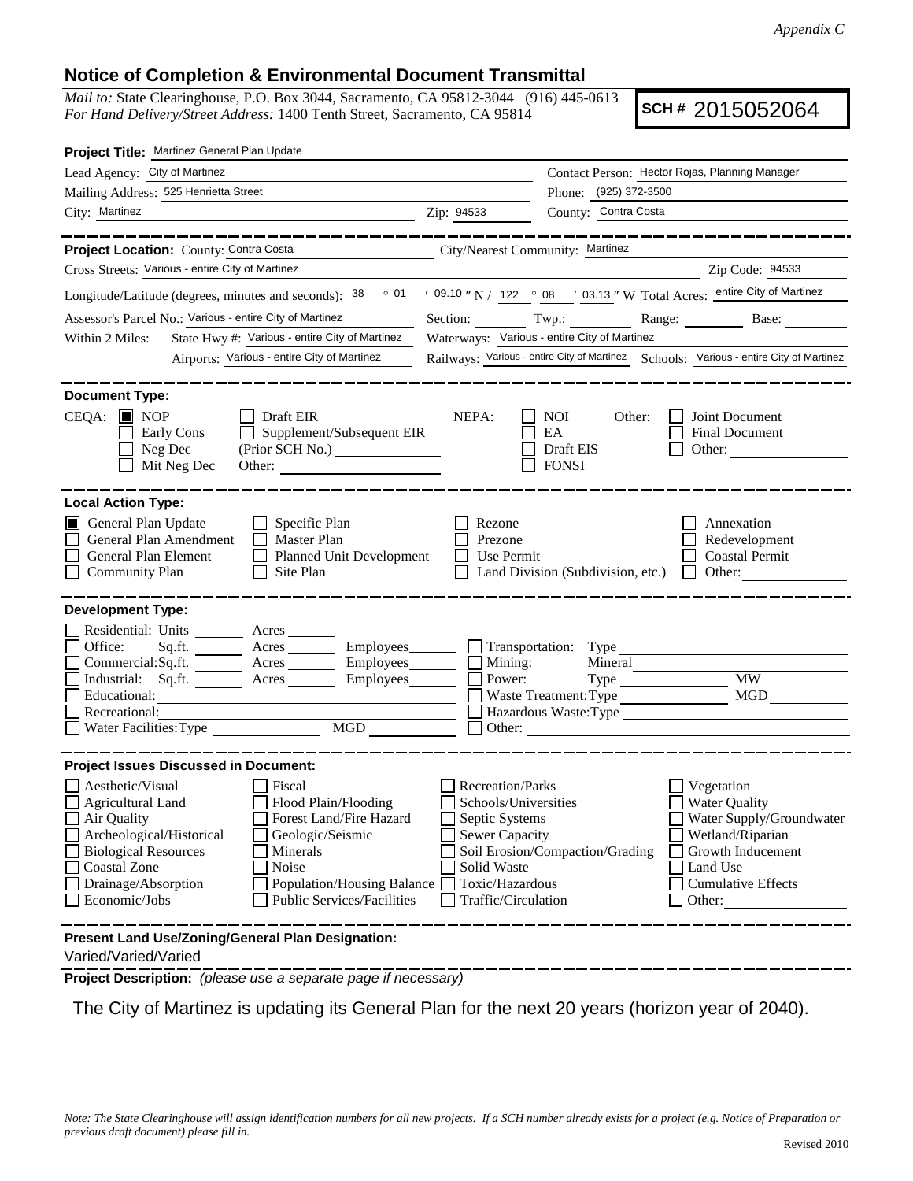*Appendix C*

## Notice of Completion & Environmental Document Transmittal

*Mail to:* State Clearinghouse, P.O. Box 3044, Sacramento, CA 95812-3044 (916) 445-0613
*For Hand Delivery/Street Address:* 1400 Tenth Street, Sacramento, CA 95814

**SCH #** 2015052064

**Project Title:** Martinez General Plan Update

Lead Agency: City of Martinez
Contact Person: Hector Rojas, Planning Manager
Mailing Address: 525 Henrietta Street
Phone: (925) 372-3500
City: Martinez
Zip: 94533
County: Contra Costa

---

**Project Location:** County: Contra Costa
City/Nearest Community: Martinez
Cross Streets: Various - entire City of Martinez
Zip Code: 94533

Longitude/Latitude (degrees, minutes and seconds): 38 ° 01 ′ 09.10 ″ N / 122 ° 08 ′ 03.13 ″ W Total Acres: entire City of Martinez

Assessor's Parcel No.: Various - entire City of Martinez
Section: ______ Twp.: ______ Range: ______ Base: ______

Within 2 Miles: State Hwy #: Various - entire City of Martinez
Waterways: Various - entire City of Martinez
Airports: Various - entire City of Martinez
Railways: Various - entire City of Martinez
Schools: Various - entire City of Martinez

---

**Document Type:**

CEQA:
- [x] NOP
- [ ] Early Cons
- [ ] Neg Dec
- [ ] Mit Neg Dec
- [ ] Draft EIR
- [ ] Supplement/Subsequent EIR (Prior SCH No.) ______
- Other: ______

NEPA:
- [ ] NOI
- [ ] EA
- [ ] Draft EIS
- [ ] FONSI

Other:
- [ ] Joint Document
- [ ] Final Document
- [ ] Other: ______

---

**Local Action Type:**

- [x] General Plan Update
- [ ] General Plan Amendment
- [ ] General Plan Element
- [ ] Community Plan
- [ ] Specific Plan
- [ ] Master Plan
- [ ] Planned Unit Development
- [ ] Site Plan
- [ ] Rezone
- [ ] Prezone
- [ ] Use Permit
- [ ] Land Division (Subdivision, etc.)
- [ ] Annexation
- [ ] Redevelopment
- [ ] Coastal Permit
- [ ] Other: ______

---

**Development Type:**

- [ ] Residential: Units ______ Acres ______
- [ ] Office: Sq.ft. ______ Acres ______ Employees ______
- [ ] Commercial: Sq.ft. ______ Acres ______ Employees ______
- [ ] Industrial: Sq.ft. ______ Acres ______ Employees ______
- [ ] Educational: ______
- [ ] Recreational: ______
- [ ] Water Facilities: Type ______ MGD ______
- [ ] Transportation: Type ______
- [ ] Mining: Mineral ______
- [ ] Power: Type ______ MW ______
- [ ] Waste Treatment: Type ______ MGD ______
- [ ] Hazardous Waste: Type ______
- [ ] Other: ______

---

**Project Issues Discussed in Document:**

- [ ] Aesthetic/Visual
- [ ] Agricultural Land
- [ ] Air Quality
- [ ] Archeological/Historical
- [ ] Biological Resources
- [ ] Coastal Zone
- [ ] Drainage/Absorption
- [ ] Economic/Jobs
- [ ] Fiscal
- [ ] Flood Plain/Flooding
- [ ] Forest Land/Fire Hazard
- [ ] Geologic/Seismic
- [ ] Minerals
- [ ] Noise
- [ ] Population/Housing Balance
- [ ] Public Services/Facilities
- [ ] Recreation/Parks
- [ ] Schools/Universities
- [ ] Septic Systems
- [ ] Sewer Capacity
- [ ] Soil Erosion/Compaction/Grading
- [ ] Solid Waste
- [ ] Toxic/Hazardous
- [ ] Traffic/Circulation
- [ ] Vegetation
- [ ] Water Quality
- [ ] Water Supply/Groundwater
- [ ] Wetland/Riparian
- [ ] Growth Inducement
- [ ] Land Use
- [ ] Cumulative Effects
- [ ] Other: ______

---

**Present Land Use/Zoning/General Plan Designation:**

Varied/Varied/Varied

**Project Description:** *(please use a separate page if necessary)*

The City of Martinez is updating its General Plan for the next 20 years (horizon year of 2040).

*Note: The State Clearinghouse will assign identification numbers for all new projects. If a SCH number already exists for a project (e.g. Notice of Preparation or previous draft document) please fill in.*

Revised 2010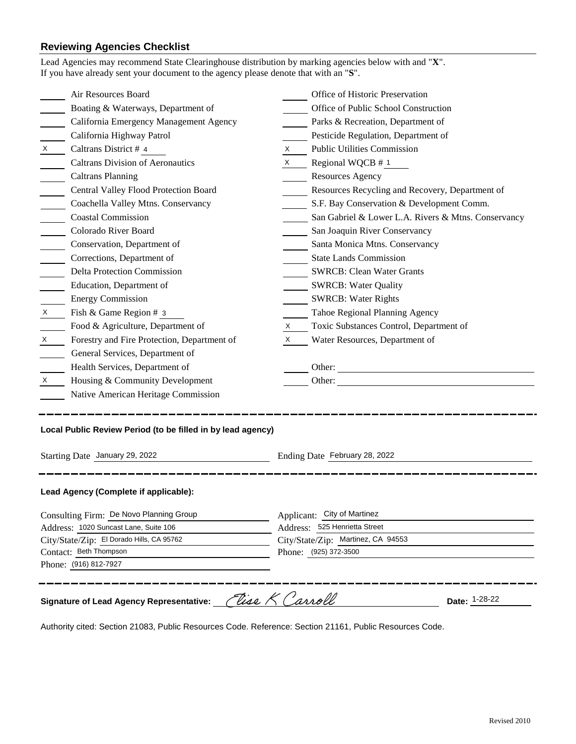## Reviewing Agencies Checklist

Lead Agencies may recommend State Clearinghouse distribution by marking agencies below with and "**X**".
If you have already sent your document to the agency please denote that with an "**S**".

| | | | |
|---|---|---|---|
| | Air Resources Board | | Office of Historic Preservation |
| | Boating & Waterways, Department of | | Office of Public School Construction |
| | California Emergency Management Agency | | Parks & Recreation, Department of |
| | California Highway Patrol | | Pesticide Regulation, Department of |
| X | Caltrans District # 4 | X | Public Utilities Commission |
| | Caltrans Division of Aeronautics | X | Regional WQCB # 1 |
| | Caltrans Planning | | Resources Agency |
| | Central Valley Flood Protection Board | | Resources Recycling and Recovery, Department of |
| | Coachella Valley Mtns. Conservancy | | S.F. Bay Conservation & Development Comm. |
| | Coastal Commission | | San Gabriel & Lower L.A. Rivers & Mtns. Conservancy |
| | Colorado River Board | | San Joaquin River Conservancy |
| | Conservation, Department of | | Santa Monica Mtns. Conservancy |
| | Corrections, Department of | | State Lands Commission |
| | Delta Protection Commission | | SWRCB: Clean Water Grants |
| | Education, Department of | | SWRCB: Water Quality |
| | Energy Commission | | SWRCB: Water Rights |
| X | Fish & Game Region # 3 | | Tahoe Regional Planning Agency |
| | Food & Agriculture, Department of | X | Toxic Substances Control, Department of |
| X | Forestry and Fire Protection, Department of | X | Water Resources, Department of |
| | General Services, Department of | | |
| | Health Services, Department of | | Other: |
| X | Housing & Community Development | | Other: |
| | Native American Heritage Commission | | |

---

**Local Public Review Period (to be filled in by lead agency)**

Starting Date January 29, 2022

Ending Date February 28, 2022

---

**Lead Agency (Complete if applicable):**

Consulting Firm: De Novo Planning Group
Address: 1020 Suncast Lane, Suite 106
City/State/Zip: El Dorado Hills, CA 95762
Contact: Beth Thompson
Phone: (916) 812-7927

Applicant: City of Martinez
Address: 525 Henrietta Street
City/State/Zip: Martinez, CA 94553
Phone: (925) 372-3500

---

**Signature of Lead Agency Representative:** Elise K Carroll **Date:** 1-28-22

Authority cited: Section 21083, Public Resources Code. Reference: Section 21161, Public Resources Code.

Revised 2010